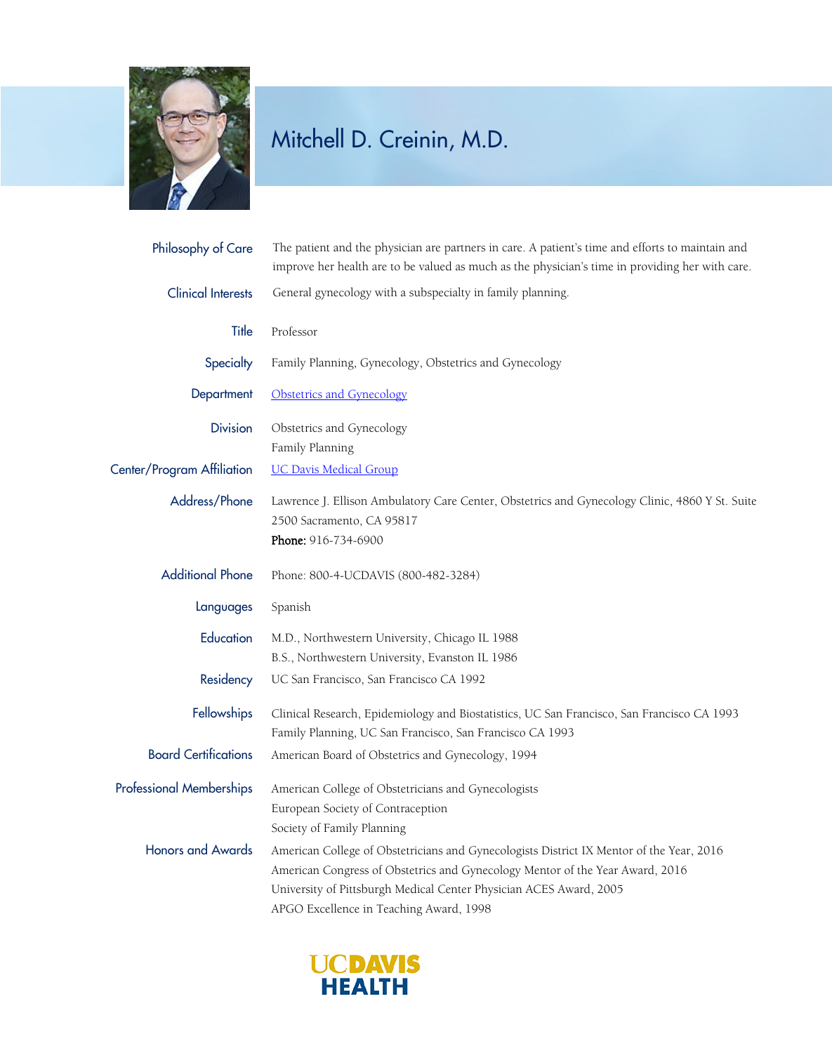# Mitchell D. Creinin, M.D.

**Philosophy of Care**
The patient and the physician are partners in care. A patient's time and efforts to maintain and improve her health are to be valued as much as the physician's time in providing her with care.

**Clinical Interests**
General gynecology with a subspecialty in family planning.

**Title**
Professor

**Specialty**
Family Planning, Gynecology, Obstetrics and Gynecology

**Department**
Obstetrics and Gynecology

**Division**
Obstetrics and Gynecology
Family Planning

**Center/Program Affiliation**
UC Davis Medical Group

**Address/Phone**
Lawrence J. Ellison Ambulatory Care Center, Obstetrics and Gynecology Clinic, 4860 Y St. Suite 2500 Sacramento, CA 95817
**Phone:** 916-734-6900

**Additional Phone**
Phone: 800-4-UCDAVIS (800-482-3284)

**Languages**
Spanish

**Education**
M.D., Northwestern University, Chicago IL 1988
B.S., Northwestern University, Evanston IL 1986

**Residency**
UC San Francisco, San Francisco CA 1992

**Fellowships**
Clinical Research, Epidemiology and Biostatistics, UC San Francisco, San Francisco CA 1993
Family Planning, UC San Francisco, San Francisco CA 1993

**Board Certifications**
American Board of Obstetrics and Gynecology, 1994

**Professional Memberships**
American College of Obstetricians and Gynecologists
European Society of Contraception
Society of Family Planning

**Honors and Awards**
American College of Obstetricians and Gynecologists District IX Mentor of the Year, 2016
American Congress of Obstetrics and Gynecology Mentor of the Year Award, 2016
University of Pittsburgh Medical Center Physician ACES Award, 2005
APGO Excellence in Teaching Award, 1998

UC DAVIS HEALTH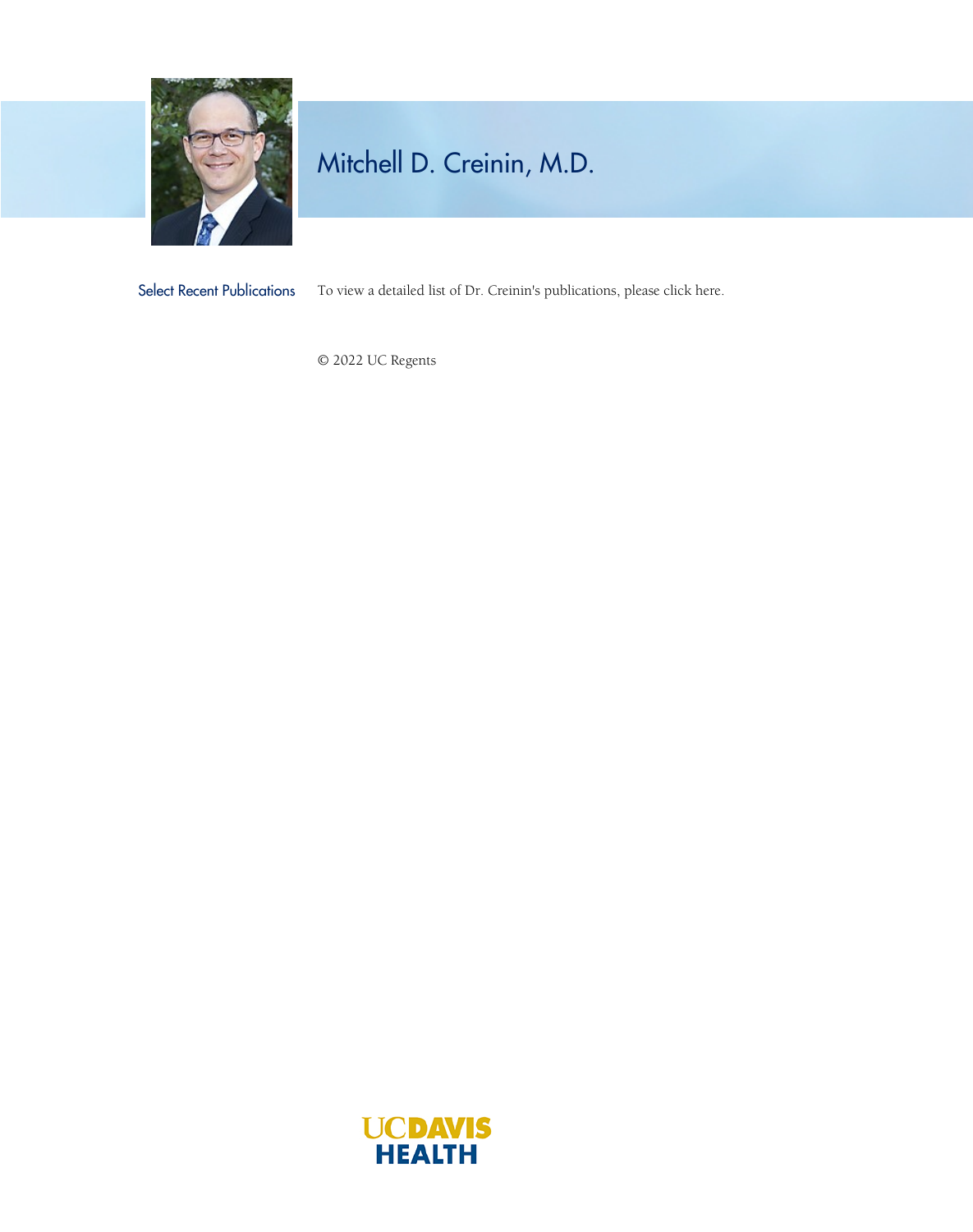# Mitchell D. Creinin, M.D.

**Select Recent Publications**

To view a detailed list of Dr. Creinin's publications, please click here.

© 2022 UC Regents

UCDAVIS HEALTH